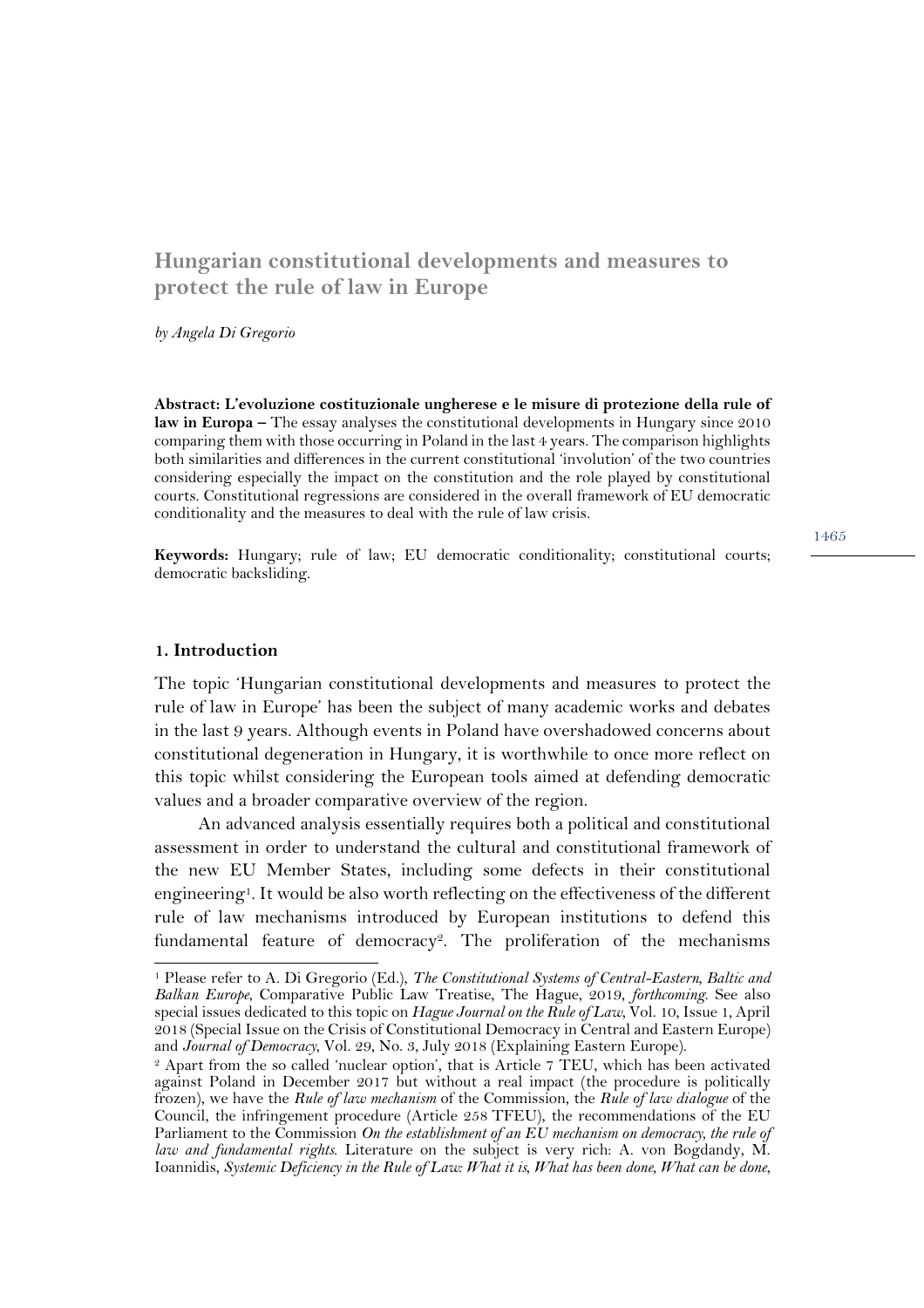# Hungarian constitutional developments and measures to protect the rule of law in Europe

*by Angela Di Gregorio*

**Abstract: L'evoluzione costituzionale ungherese e le misure di protezione della rule of law in Europa –** The essay analyses the constitutional developments in Hungary since 2010 comparing them with those occurring in Poland in the last 4 years. The comparison highlights both similarities and differences in the current constitutional 'involution' of the two countries considering especially the impact on the constitution and the role played by constitutional courts. Constitutional regressions are considered in the overall framework of EU democratic conditionality and the measures to deal with the rule of law crisis.

**Keywords:** Hungary; rule of law; EU democratic conditionality; constitutional courts; democratic backsliding.

## 1. Introduction

The topic 'Hungarian constitutional developments and measures to protect the rule of law in Europe' has been the subject of many academic works and debates in the last 9 years. Although events in Poland have overshadowed concerns about constitutional degeneration in Hungary, it is worthwhile to once more reflect on this topic whilst considering the European tools aimed at defending democratic values and a broader comparative overview of the region.

An advanced analysis essentially requires both a political and constitutional assessment in order to understand the cultural and constitutional framework of the new EU Member States, including some defects in their constitutional engineering[1]. It would be also worth reflecting on the effectiveness of the different rule of law mechanisms introduced by European institutions to defend this fundamental feature of democracy[2]. The proliferation of the mechanisms

---

[1] Please refer to A. Di Gregorio (Ed.), *The Constitutional Systems of Central-Eastern, Baltic and Balkan Europe*, Comparative Public Law Treatise, The Hague, 2019, *forthcoming*. See also special issues dedicated to this topic on *Hague Journal on the Rule of Law*, Vol. 10, Issue 1, April 2018 (Special Issue on the Crisis of Constitutional Democracy in Central and Eastern Europe) and *Journal of Democracy*, Vol. 29, No. 3, July 2018 (Explaining Eastern Europe).

[2] Apart from the so called 'nuclear option', that is Article 7 TEU, which has been activated against Poland in December 2017 but without a real impact (the procedure is politically frozen), we have the *Rule of law mechanism* of the Commission, the *Rule of law dialogue* of the Council, the infringement procedure (Article 258 TFEU), the recommendations of the EU Parliament to the Commission *On the establishment of an EU mechanism on democracy, the rule of law and fundamental rights*. Literature on the subject is very rich: A. von Bogdandy, M. Ioannidis, *Systemic Deficiency in the Rule of Law: What it is, What has been done, What can be done*,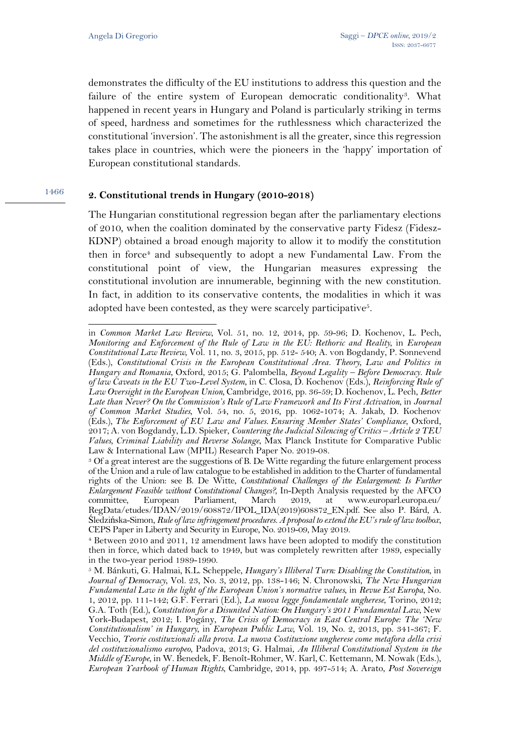demonstrates the difficulty of the EU institutions to address this question and the failure of the entire system of European democratic conditionality[3]. What happened in recent years in Hungary and Poland is particularly striking in terms of speed, hardness and sometimes for the ruthlessness which characterized the constitutional 'inversion'. The astonishment is all the greater, since this regression takes place in countries, which were the pioneers in the 'happy' importation of European constitutional standards.

## 2. Constitutional trends in Hungary (2010-2018)

The Hungarian constitutional regression began after the parliamentary elections of 2010, when the coalition dominated by the conservative party Fidesz (Fidesz-KDNP) obtained a broad enough majority to allow it to modify the constitution then in force[4] and subsequently to adopt a new Fundamental Law. From the constitutional point of view, the Hungarian measures expressing the constitutional involution are innumerable, beginning with the new constitution. In fact, in addition to its conservative contents, the modalities in which it was adopted have been contested, as they were scarcely participative[5].

---

in *Common Market Law Review*, Vol. 51, no. 12, 2014, pp. 59-96; D. Kochenov, L. Pech, *Monitoring and Enforcement of the Rule of Law in the EU: Rethoric and Reality*, in *European Constitutional Law Review*, Vol. 11, no. 3, 2015, pp. 512- 540; A. von Bogdandy, P. Sonnevend (Eds.), *Constitutional Crisis in the European Constitutional Area. Theory, Law and Politics in Hungary and Romania*, Oxford, 2015; G. Palombella, *Beyond Legality – Before Democracy. Rule of law Caveats in the EU Two-Level System*, in C. Closa, D. Kochenov (Eds.), *Reinforcing Rule of Law Oversight in the European Union*, Cambridge, 2016, pp. 36-59; D. Kochenov, L. Pech, *Better Late than Never? On the Commission's Rule of Law Framework and Its First Activation*, in *Journal of Common Market Studies*, Vol. 54, no. 5, 2016, pp. 1062-1074; A. Jakab, D. Kochenov (Eds.), *The Enforcement of EU Law and Values. Ensuring Member States' Compliance*, Oxford, 2017; A. von Bogdandy, L.D. Spieker, *Countering the Judicial Silencing of Critics – Article 2 TEU Values, Criminal Liability and Reverse Solange*, Max Planck Institute for Comparative Public Law & International Law (MPIL) Research Paper No. 2019-08.

[3] Of a great interest are the suggestions of B. De Witte regarding the future enlargement process of the Union and a rule of law catalogue to be established in addition to the Charter of fundamental rights of the Union: see B. De Witte, *Constitutional Challenges of the Enlargement: Is Further Enlargement Feasible without Constitutional Changes?*, In-Depth Analysis requested by the AFCO committee, European Parliament, March 2019, at www.europarl.europa.eu/RegData/etudes/IDAN/2019/608872/IPOL_IDA(2019)608872_EN.pdf. See also P. Bárd, A. Śledzińska-Simon, *Rule of law infringement procedures. A proposal to extend the EU's rule of law toolbox*, CEPS Paper in Liberty and Security in Europe, No. 2019-09, May 2019.

[4] Between 2010 and 2011, 12 amendment laws have been adopted to modify the constitution then in force, which dated back to 1949, but was completely rewritten after 1989, especially in the two-year period 1989-1990.

[5] M. Bánkuti, G. Halmai, K.L. Scheppele, *Hungary's Illiberal Turn: Disabling the Constitution*, in *Journal of Democracy*, Vol. 23, No. 3, 2012, pp. 138-146; N. Chronowski, *The New Hungarian Fundamental Law in the light of the European Union's normative values*, in *Revue Est Europa*, No. 1, 2012, pp. 111-142; G.F. Ferrari (Ed.), *La nuova legge fondamentale ungherese*, Torino, 2012; G.A. Toth (Ed.), *Constitution for a Disunited Nation: On Hungary's 2011 Fundamental Law*, New York-Budapest, 2012; I. Pogány, *The Crisis of Democracy in East Central Europe: The 'New Constitutionalism' in Hungary*, in *European Public Law*, Vol. 19, No. 2, 2013, pp. 341-367; F. Vecchio, *Teorie costituzionali alla prova. La nuova Costituzione ungherese come metafora della crisi del costituzionalismo europeo*, Padova, 2013; G. Halmai, *An Illiberal Constitutional System in the Middle of Europe*, in W. Benedek, F. Benoît-Rohmer, W. Karl, C. Kettemann, M. Nowak (Eds.), *European Yearbook of Human Rights*, Cambridge, 2014, pp. 497-514; A. Arato, *Post Sovereign*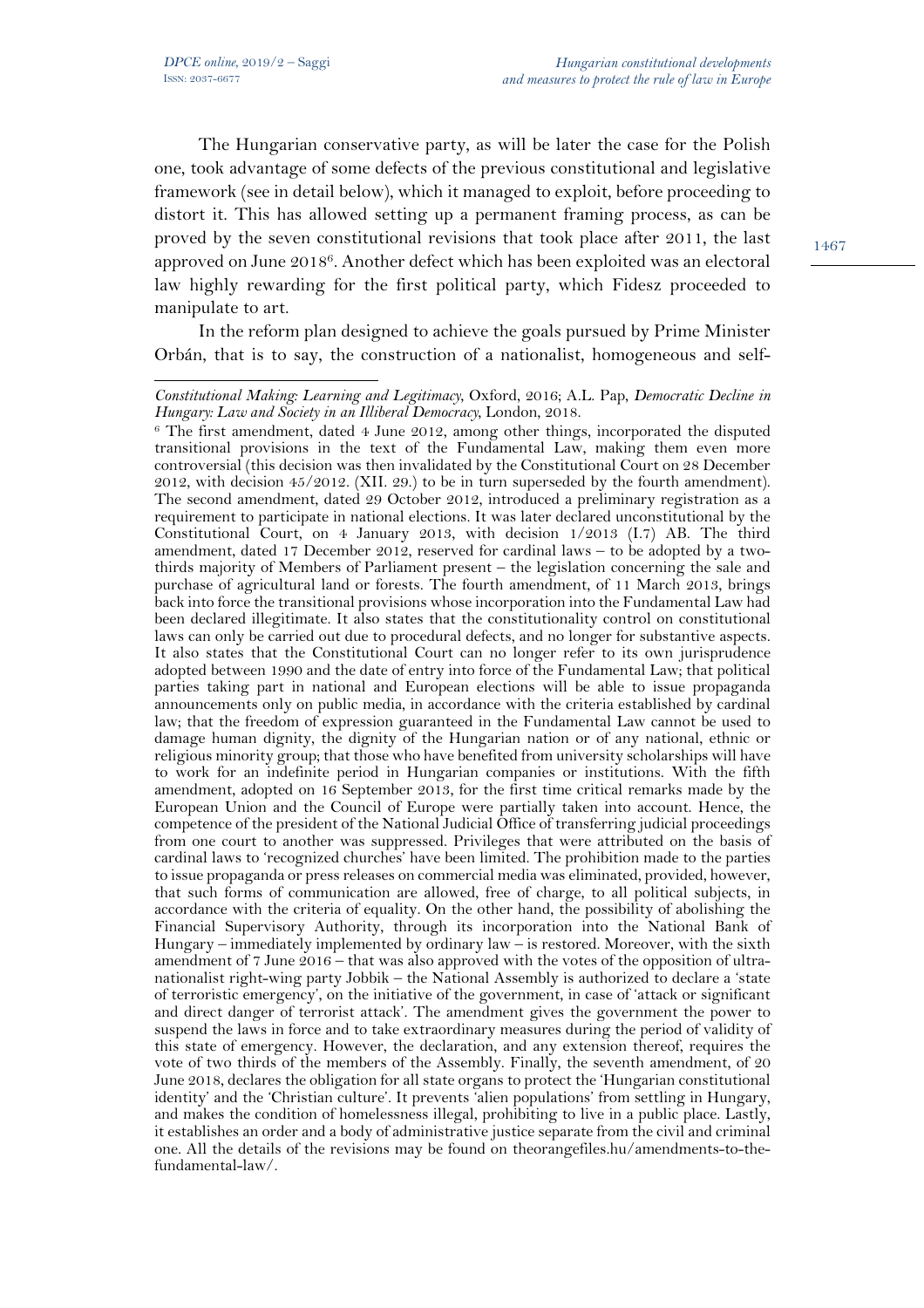The Hungarian conservative party, as will be later the case for the Polish one, took advantage of some defects of the previous constitutional and legislative framework (see in detail below), which it managed to exploit, before proceeding to distort it. This has allowed setting up a permanent framing process, as can be proved by the seven constitutional revisions that took place after 2011, the last approved on June 2018[6]. Another defect which has been exploited was an electoral law highly rewarding for the first political party, which Fidesz proceeded to manipulate to art.

In the reform plan designed to achieve the goals pursued by Prime Minister Orbán, that is to say, the construction of a nationalist, homogeneous and self-

---

*Constitutional Making: Learning and Legitimacy*, Oxford, 2016; A.L. Pap, *Democratic Decline in Hungary: Law and Society in an Illiberal Democracy*, London, 2018.

[6] The first amendment, dated 4 June 2012, among other things, incorporated the disputed transitional provisions in the text of the Fundamental Law, making them even more controversial (this decision was then invalidated by the Constitutional Court on 28 December 2012, with decision 45/2012. (XII. 29.) to be in turn superseded by the fourth amendment). The second amendment, dated 29 October 2012, introduced a preliminary registration as a requirement to participate in national elections. It was later declared unconstitutional by the Constitutional Court, on 4 January 2013, with decision 1/2013 (I.7) AB. The third amendment, dated 17 December 2012, reserved for cardinal laws – to be adopted by a two-thirds majority of Members of Parliament present – the legislation concerning the sale and purchase of agricultural land or forests. The fourth amendment, of 11 March 2013, brings back into force the transitional provisions whose incorporation into the Fundamental Law had been declared illegitimate. It also states that the constitutionality control on constitutional laws can only be carried out due to procedural defects, and no longer for substantive aspects. It also states that the Constitutional Court can no longer refer to its own jurisprudence adopted between 1990 and the date of entry into force of the Fundamental Law; that political parties taking part in national and European elections will be able to issue propaganda announcements only on public media, in accordance with the criteria established by cardinal law; that the freedom of expression guaranteed in the Fundamental Law cannot be used to damage human dignity, the dignity of the Hungarian nation or of any national, ethnic or religious minority group; that those who have benefited from university scholarships will have to work for an indefinite period in Hungarian companies or institutions. With the fifth amendment, adopted on 16 September 2013, for the first time critical remarks made by the European Union and the Council of Europe were partially taken into account. Hence, the competence of the president of the National Judicial Office of transferring judicial proceedings from one court to another was suppressed. Privileges that were attributed on the basis of cardinal laws to 'recognized churches' have been limited. The prohibition made to the parties to issue propaganda or press releases on commercial media was eliminated, provided, however, that such forms of communication are allowed, free of charge, to all political subjects, in accordance with the criteria of equality. On the other hand, the possibility of abolishing the Financial Supervisory Authority, through its incorporation into the National Bank of Hungary – immediately implemented by ordinary law – is restored. Moreover, with the sixth amendment of 7 June 2016 – that was also approved with the votes of the opposition of ultra-nationalist right-wing party Jobbik – the National Assembly is authorized to declare a 'state of terroristic emergency', on the initiative of the government, in case of 'attack or significant and direct danger of terrorist attack'. The amendment gives the government the power to suspend the laws in force and to take extraordinary measures during the period of validity of this state of emergency. However, the declaration, and any extension thereof, requires the vote of two thirds of the members of the Assembly. Finally, the seventh amendment, of 20 June 2018, declares the obligation for all state organs to protect the 'Hungarian constitutional identity' and the 'Christian culture'. It prevents 'alien populations' from settling in Hungary, and makes the condition of homelessness illegal, prohibiting to live in a public place. Lastly, it establishes an order and a body of administrative justice separate from the civil and criminal one. All the details of the revisions may be found on theorangefiles.hu/amendments-to-the-fundamental-law/.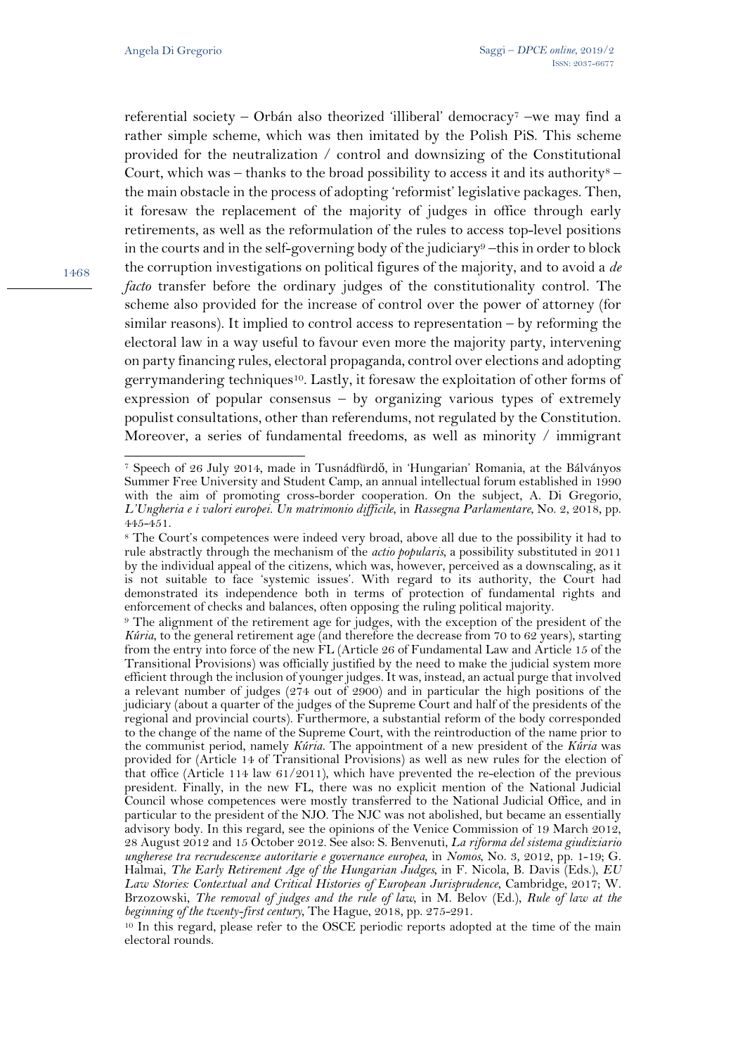referential society – Orbán also theorized 'illiberal' democracy[7] –we may find a rather simple scheme, which was then imitated by the Polish PiS. This scheme provided for the neutralization / control and downsizing of the Constitutional Court, which was – thanks to the broad possibility to access it and its authority[8] – the main obstacle in the process of adopting 'reformist' legislative packages. Then, it foresaw the replacement of the majority of judges in office through early retirements, as well as the reformulation of the rules to access top-level positions in the courts and in the self-governing body of the judiciary[9] –this in order to block the corruption investigations on political figures of the majority, and to avoid a *de facto* transfer before the ordinary judges of the constitutionality control. The scheme also provided for the increase of control over the power of attorney (for similar reasons). It implied to control access to representation – by reforming the electoral law in a way useful to favour even more the majority party, intervening on party financing rules, electoral propaganda, control over elections and adopting gerrymandering techniques[10]. Lastly, it foresaw the exploitation of other forms of expression of popular consensus – by organizing various types of extremely populist consultations, other than referendums, not regulated by the Constitution. Moreover, a series of fundamental freedoms, as well as minority / immigrant

---

[7] Speech of 26 July 2014, made in Tusnádfürdő, in 'Hungarian' Romania, at the Bálványos Summer Free University and Student Camp, an annual intellectual forum established in 1990 with the aim of promoting cross-border cooperation. On the subject, A. Di Gregorio, *L'Ungheria e i valori europei. Un matrimonio difficile*, in *Rassegna Parlamentare*, No. 2, 2018, pp. 445-451.

[8] The Court's competences were indeed very broad, above all due to the possibility it had to rule abstractly through the mechanism of the *actio popularis*, a possibility substituted in 2011 by the individual appeal of the citizens, which was, however, perceived as a downscaling, as it is not suitable to face 'systemic issues'. With regard to its authority, the Court had demonstrated its independence both in terms of protection of fundamental rights and enforcement of checks and balances, often opposing the ruling political majority.

[9] The alignment of the retirement age for judges, with the exception of the president of the *Kúria*, to the general retirement age (and therefore the decrease from 70 to 62 years), starting from the entry into force of the new FL (Article 26 of Fundamental Law and Article 15 of the Transitional Provisions) was officially justified by the need to make the judicial system more efficient through the inclusion of younger judges. It was, instead, an actual purge that involved a relevant number of judges (274 out of 2900) and in particular the high positions of the judiciary (about a quarter of the judges of the Supreme Court and half of the presidents of the regional and provincial courts). Furthermore, a substantial reform of the body corresponded to the change of the name of the Supreme Court, with the reintroduction of the name prior to the communist period, namely *Kúria*. The appointment of a new president of the *Kúria* was provided for (Article 14 of Transitional Provisions) as well as new rules for the election of that office (Article 114 law 61/2011), which have prevented the re-election of the previous president. Finally, in the new FL, there was no explicit mention of the National Judicial Council whose competences were mostly transferred to the National Judicial Office, and in particular to the president of the NJO. The NJC was not abolished, but became an essentially advisory body. In this regard, see the opinions of the Venice Commission of 19 March 2012, 28 August 2012 and 15 October 2012. See also: S. Benvenuti, *La riforma del sistema giudiziario ungherese tra recrudescenze autoritarie e governance europea*, in *Nomos*, No. 3, 2012, pp. 1-19; G. Halmai, *The Early Retirement Age of the Hungarian Judges*, in F. Nicola, B. Davis (Eds.), *EU Law Stories: Contextual and Critical Histories of European Jurisprudence*, Cambridge, 2017; W. Brzozowski, *The removal of judges and the rule of law*, in M. Belov (Ed.), *Rule of law at the beginning of the twenty-first century*, The Hague, 2018, pp. 275-291.

[10] In this regard, please refer to the OSCE periodic reports adopted at the time of the main electoral rounds.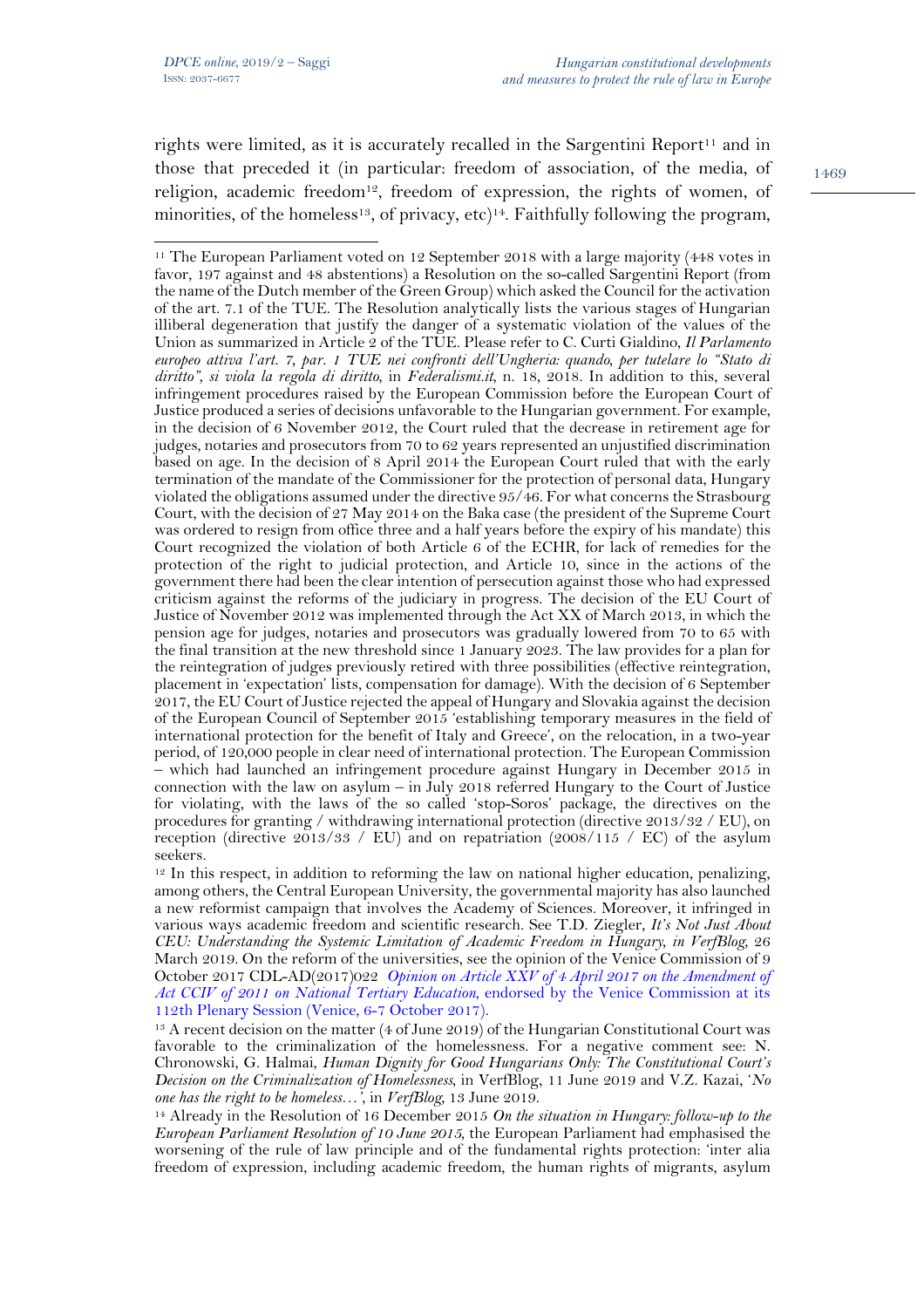rights were limited, as it is accurately recalled in the Sargentini Report[11] and in those that preceded it (in particular: freedom of association, of the media, of religion, academic freedom[12], freedom of expression, the rights of women, of minorities, of the homeless[13], of privacy, etc)[14]. Faithfully following the program,

---

[11] The European Parliament voted on 12 September 2018 with a large majority (448 votes in favor, 197 against and 48 abstentions) a Resolution on the so-called Sargentini Report (from the name of the Dutch member of the Green Group) which asked the Council for the activation of the art. 7.1 of the TUE. The Resolution analytically lists the various stages of Hungarian illiberal degeneration that justify the danger of a systematic violation of the values of the Union as summarized in Article 2 of the TUE. Please refer to C. Curti Gialdino, *Il Parlamento europeo attiva l'art. 7, par. 1 TUE nei confronti dell'Ungheria: quando, per tutelare lo "Stato di diritto", si viola la regola di diritto*, in *Federalismi.it*, n. 18, 2018. In addition to this, several infringement procedures raised by the European Commission before the European Court of Justice produced a series of decisions unfavorable to the Hungarian government. For example, in the decision of 6 November 2012, the Court ruled that the decrease in retirement age for judges, notaries and prosecutors from 70 to 62 years represented an unjustified discrimination based on age. In the decision of 8 April 2014 the European Court ruled that with the early termination of the mandate of the Commissioner for the protection of personal data, Hungary violated the obligations assumed under the directive 95/46. For what concerns the Strasbourg Court, with the decision of 27 May 2014 on the Baka case (the president of the Supreme Court was ordered to resign from office three and a half years before the expiry of his mandate) this Court recognized the violation of both Article 6 of the ECHR, for lack of remedies for the protection of the right to judicial protection, and Article 10, since in the actions of the government there had been the clear intention of persecution against those who had expressed criticism against the reforms of the judiciary in progress. The decision of the EU Court of Justice of November 2012 was implemented through the Act XX of March 2013, in which the pension age for judges, notaries and prosecutors was gradually lowered from 70 to 65 with the final transition at the new threshold since 1 January 2023. The law provides for a plan for the reintegration of judges previously retired with three possibilities (effective reintegration, placement in 'expectation' lists, compensation for damage). With the decision of 6 September 2017, the EU Court of Justice rejected the appeal of Hungary and Slovakia against the decision of the European Council of September 2015 'establishing temporary measures in the field of international protection for the benefit of Italy and Greece', on the relocation, in a two-year period, of 120,000 people in clear need of international protection. The European Commission – which had launched an infringement procedure against Hungary in December 2015 in connection with the law on asylum – in July 2018 referred Hungary to the Court of Justice for violating, with the laws of the so called 'stop-Soros' package, the directives on the procedures for granting / withdrawing international protection (directive 2013/32 / EU), on reception (directive 2013/33 / EU) and on repatriation (2008/115 / EC) of the asylum seekers.

[12] In this respect, in addition to reforming the law on national higher education, penalizing, among others, the Central European University, the governmental majority has also launched a new reformist campaign that involves the Academy of Sciences. Moreover, it infringed in various ways academic freedom and scientific research. See T.D. Ziegler, *It's Not Just About CEU: Understanding the Systemic Limitation of Academic Freedom in Hungary, in VerfBlog*, 26 March 2019. On the reform of the universities, see the opinion of the Venice Commission of 9 October 2017 CDL-AD(2017)022 *Opinion on Article XXV of 4 April 2017 on the Amendment of Act CCIV of 2011 on National Tertiary Education*, endorsed by the Venice Commission at its 112th Plenary Session (Venice, 6-7 October 2017).

[13] A recent decision on the matter (4 of June 2019) of the Hungarian Constitutional Court was favorable to the criminalization of the homelessness. For a negative comment see: N. Chronowski, G. Halmai, *Human Dignity for Good Hungarians Only: The Constitutional Court's Decision on the Criminalization of Homelessness*, in VerfBlog, 11 June 2019 and V.Z. Kazai, '*No one has the right to be homeless…*', in *VerfBlog*, 13 June 2019.

[14] Already in the Resolution of 16 December 2015 *On the situation in Hungary: follow-up to the European Parliament Resolution of 10 June 2015*, the European Parliament had emphasised the worsening of the rule of law principle and of the fundamental rights protection: 'inter alia freedom of expression, including academic freedom, the human rights of migrants, asylum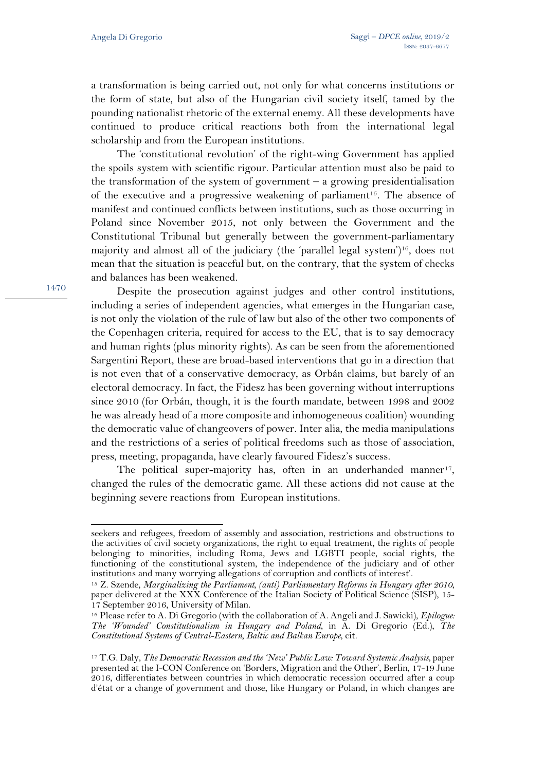a transformation is being carried out, not only for what concerns institutions or the form of state, but also of the Hungarian civil society itself, tamed by the pounding nationalist rhetoric of the external enemy. All these developments have continued to produce critical reactions both from the international legal scholarship and from the European institutions.

The 'constitutional revolution' of the right-wing Government has applied the spoils system with scientific rigour. Particular attention must also be paid to the transformation of the system of government – a growing presidentialisation of the executive and a progressive weakening of parliament[15]. The absence of manifest and continued conflicts between institutions, such as those occurring in Poland since November 2015, not only between the Government and the Constitutional Tribunal but generally between the government-parliamentary majority and almost all of the judiciary (the 'parallel legal system')[16], does not mean that the situation is peaceful but, on the contrary, that the system of checks and balances has been weakened.

Despite the prosecution against judges and other control institutions, including a series of independent agencies, what emerges in the Hungarian case, is not only the violation of the rule of law but also of the other two components of the Copenhagen criteria, required for access to the EU, that is to say democracy and human rights (plus minority rights). As can be seen from the aforementioned Sargentini Report, these are broad-based interventions that go in a direction that is not even that of a conservative democracy, as Orbán claims, but barely of an electoral democracy. In fact, the Fidesz has been governing without interruptions since 2010 (for Orbán, though, it is the fourth mandate, between 1998 and 2002 he was already head of a more composite and inhomogeneous coalition) wounding the democratic value of changeovers of power. Inter alia, the media manipulations and the restrictions of a series of political freedoms such as those of association, press, meeting, propaganda, have clearly favoured Fidesz's success.

The political super-majority has, often in an underhanded manner[17], changed the rules of the democratic game. All these actions did not cause at the beginning severe reactions from European institutions.

---

seekers and refugees, freedom of assembly and association, restrictions and obstructions to the activities of civil society organizations, the right to equal treatment, the rights of people belonging to minorities, including Roma, Jews and LGBTI people, social rights, the functioning of the constitutional system, the independence of the judiciary and of other institutions and many worrying allegations of corruption and conflicts of interest'.

[15] Z. Szende, *Marginalizing the Parliament, (anti) Parliamentary Reforms in Hungary after 2010*, paper delivered at the XXX Conference of the Italian Society of Political Science (SISP), 15-17 September 2016, University of Milan.

[16] Please refer to A. Di Gregorio (with the collaboration of A. Angeli and J. Sawicki), *Epilogue: The 'Wounded' Constitutionalism in Hungary and Poland*, in A. Di Gregorio (Ed.), *The Constitutional Systems of Central-Eastern, Baltic and Balkan Europe*, cit.

[17] T.G. Daly, *The Democratic Recession and the 'New' Public Law: Toward Systemic Analysis*, paper presented at the I-CON Conference on 'Borders, Migration and the Other', Berlin, 17-19 June 2016, differentiates between countries in which democratic recession occurred after a coup d'état or a change of government and those, like Hungary or Poland, in which changes are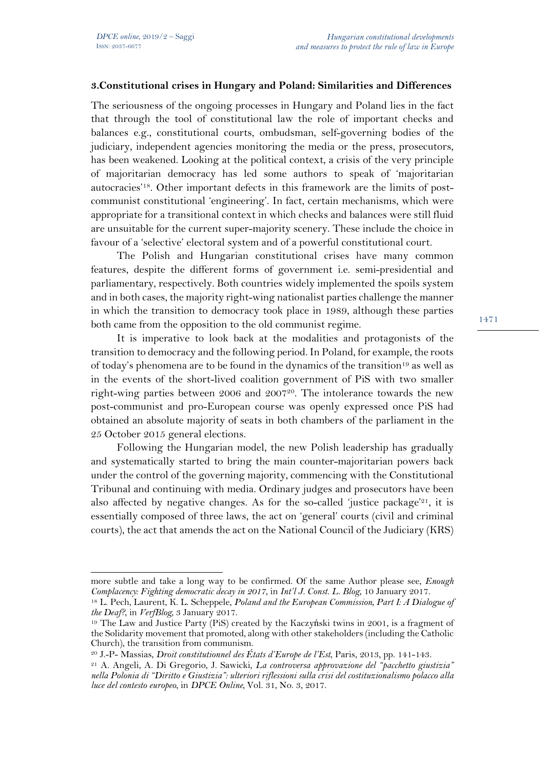## 3. Constitutional crises in Hungary and Poland: Similarities and Differences

The seriousness of the ongoing processes in Hungary and Poland lies in the fact that through the tool of constitutional law the role of important checks and balances e.g., constitutional courts, ombudsman, self-governing bodies of the judiciary, independent agencies monitoring the media or the press, prosecutors, has been weakened. Looking at the political context, a crisis of the very principle of majoritarian democracy has led some authors to speak of 'majoritarian autocracies'[18]. Other important defects in this framework are the limits of post-communist constitutional 'engineering'. In fact, certain mechanisms, which were appropriate for a transitional context in which checks and balances were still fluid are unsuitable for the current super-majority scenery. These include the choice in favour of a 'selective' electoral system and of a powerful constitutional court.

The Polish and Hungarian constitutional crises have many common features, despite the different forms of government i.e. semi-presidential and parliamentary, respectively. Both countries widely implemented the spoils system and in both cases, the majority right-wing nationalist parties challenge the manner in which the transition to democracy took place in 1989, although these parties both came from the opposition to the old communist regime.

It is imperative to look back at the modalities and protagonists of the transition to democracy and the following period. In Poland, for example, the roots of today's phenomena are to be found in the dynamics of the transition[19] as well as in the events of the short-lived coalition government of PiS with two smaller right-wing parties between 2006 and 2007[20]. The intolerance towards the new post-communist and pro-European course was openly expressed once PiS had obtained an absolute majority of seats in both chambers of the parliament in the 25 October 2015 general elections.

Following the Hungarian model, the new Polish leadership has gradually and systematically started to bring the main counter-majoritarian powers back under the control of the governing majority, commencing with the Constitutional Tribunal and continuing with media. Ordinary judges and prosecutors have been also affected by negative changes. As for the so-called 'justice package'[21], it is essentially composed of three laws, the act on 'general' courts (civil and criminal courts), the act that amends the act on the National Council of the Judiciary (KRS)

---

more subtle and take a long way to be confirmed. Of the same Author please see, *Enough Complacency: Fighting democratic decay in 2017*, in *Int'l J. Const. L. Blog*, 10 January 2017.

[18] L. Pech, Laurent, K. L. Scheppele, *Poland and the European Commission, Part I: A Dialogue of the Deaf?*, in *VerfBlog*, 3 January 2017.

[19] The Law and Justice Party (PiS) created by the Kaczyński twins in 2001, is a fragment of the Solidarity movement that promoted, along with other stakeholders (including the Catholic Church), the transition from communism.

[20] J.-P- Massias, *Droit constitutionnel des États d'Europe de l'Est*, Paris, 2013, pp. 141-143.

[21] A. Angeli, A. Di Gregorio, J. Sawicki, *La controversa approvazione del "pacchetto giustizia" nella Polonia di "Diritto e Giustizia": ulteriori riflessioni sulla crisi del costituzionalismo polacco alla luce del contesto europeo*, in *DPCE Online*, Vol. 31, No. 3, 2017.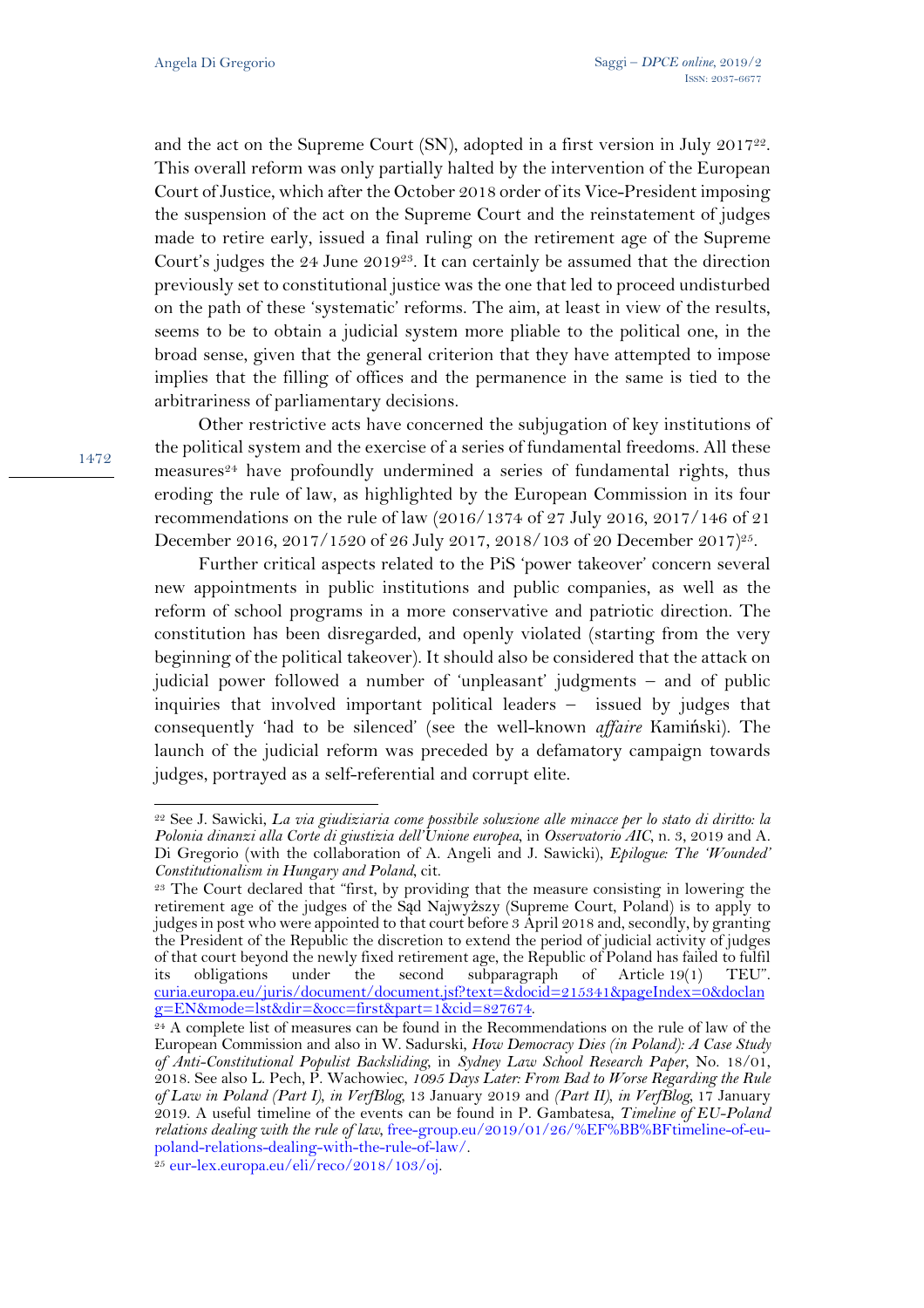and the act on the Supreme Court (SN), adopted in a first version in July 2017[22]. This overall reform was only partially halted by the intervention of the European Court of Justice, which after the October 2018 order of its Vice-President imposing the suspension of the act on the Supreme Court and the reinstatement of judges made to retire early, issued a final ruling on the retirement age of the Supreme Court's judges the 24 June 2019[23]. It can certainly be assumed that the direction previously set to constitutional justice was the one that led to proceed undisturbed on the path of these 'systematic' reforms. The aim, at least in view of the results, seems to be to obtain a judicial system more pliable to the political one, in the broad sense, given that the general criterion that they have attempted to impose implies that the filling of offices and the permanence in the same is tied to the arbitrariness of parliamentary decisions.

Other restrictive acts have concerned the subjugation of key institutions of the political system and the exercise of a series of fundamental freedoms. All these measures[24] have profoundly undermined a series of fundamental rights, thus eroding the rule of law, as highlighted by the European Commission in its four recommendations on the rule of law (2016/1374 of 27 July 2016, 2017/146 of 21 December 2016, 2017/1520 of 26 July 2017, 2018/103 of 20 December 2017)[25].

Further critical aspects related to the PiS 'power takeover' concern several new appointments in public institutions and public companies, as well as the reform of school programs in a more conservative and patriotic direction. The constitution has been disregarded, and openly violated (starting from the very beginning of the political takeover). It should also be considered that the attack on judicial power followed a number of 'unpleasant' judgments – and of public inquiries that involved important political leaders – issued by judges that consequently 'had to be silenced' (see the well-known *affaire* Kamiński). The launch of the judicial reform was preceded by a defamatory campaign towards judges, portrayed as a self-referential and corrupt elite.

---

[22] See J. Sawicki, *La via giudiziaria come possibile soluzione alle minacce per lo stato di diritto: la Polonia dinanzi alla Corte di giustizia dell'Unione europea*, in *Osservatorio AIC*, n. 3, 2019 and A. Di Gregorio (with the collaboration of A. Angeli and J. Sawicki), *Epilogue: The 'Wounded' Constitutionalism in Hungary and Poland*, cit.

[23] The Court declared that "first, by providing that the measure consisting in lowering the retirement age of the judges of the Sąd Najwyższy (Supreme Court, Poland) is to apply to judges in post who were appointed to that court before 3 April 2018 and, secondly, by granting the President of the Republic the discretion to extend the period of judicial activity of judges of that court beyond the newly fixed retirement age, the Republic of Poland has failed to fulfil its obligations under the second subparagraph of Article 19(1) TEU". curia.europa.eu/juris/document/document.jsf?text=&docid=215341&pageIndex=0&doclang=EN&mode=lst&dir=&occ=first&part=1&cid=827674.

[24] A complete list of measures can be found in the Recommendations on the rule of law of the European Commission and also in W. Sadurski, *How Democracy Dies (in Poland): A Case Study of Anti-Constitutional Populist Backsliding*, in *Sydney Law School Research Paper*, No. 18/01, 2018. See also L. Pech, P. Wachowiec, *1095 Days Later: From Bad to Worse Regarding the Rule of Law in Poland (Part I)*, in *VerfBlog*, 13 January 2019 and *(Part II)*, in *VerfBlog*, 17 January 2019. A useful timeline of the events can be found in P. Gambatesa, *Timeline of EU-Poland relations dealing with the rule of law*, free-group.eu/2019/01/26/%EF%BB%BFtimeline-of-eu-poland-relations-dealing-with-the-rule-of-law/.

[25] eur-lex.europa.eu/eli/reco/2018/103/oj.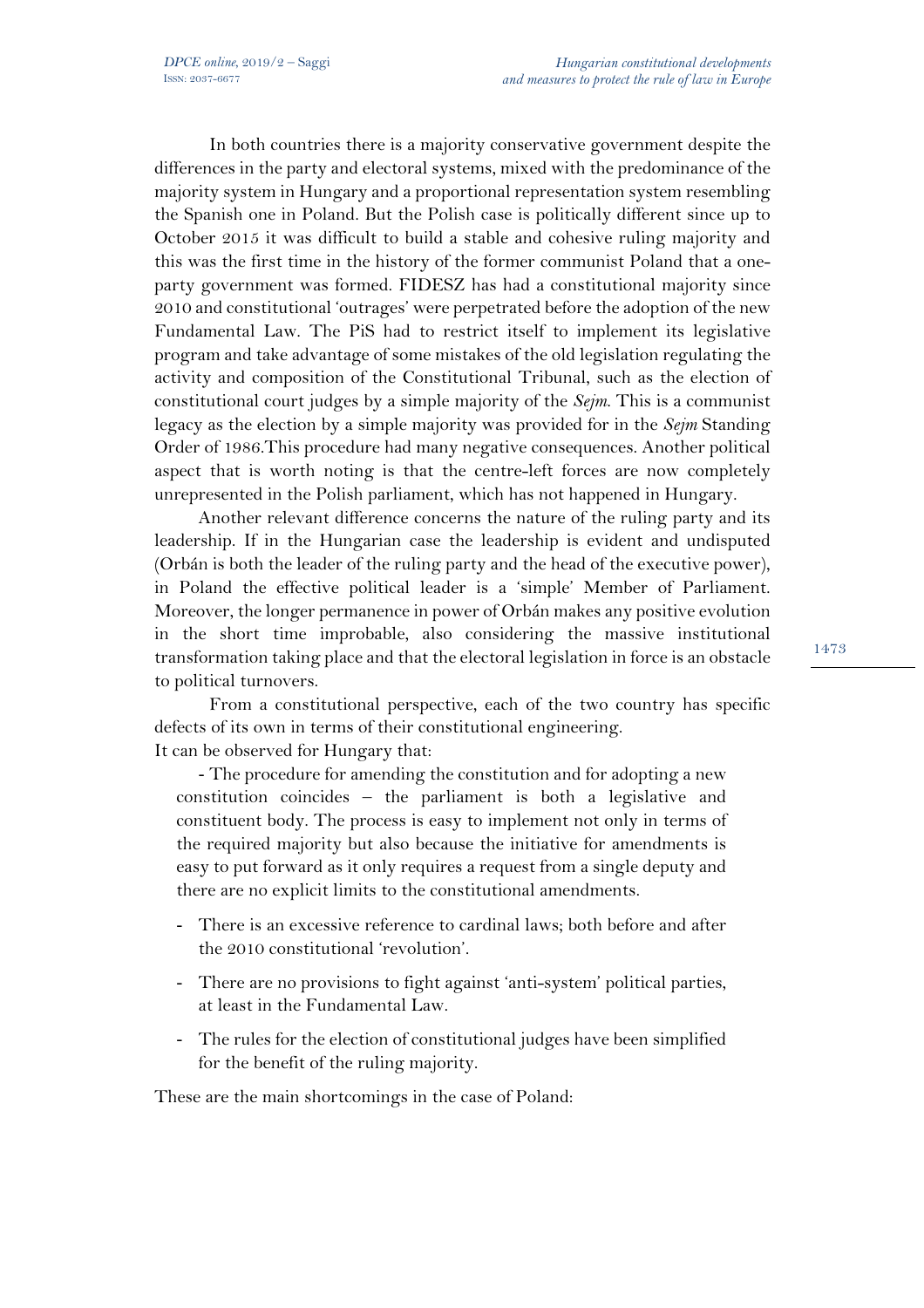In both countries there is a majority conservative government despite the differences in the party and electoral systems, mixed with the predominance of the majority system in Hungary and a proportional representation system resembling the Spanish one in Poland. But the Polish case is politically different since up to October 2015 it was difficult to build a stable and cohesive ruling majority and this was the first time in the history of the former communist Poland that a one-party government was formed. FIDESZ has had a constitutional majority since 2010 and constitutional 'outrages' were perpetrated before the adoption of the new Fundamental Law. The PiS had to restrict itself to implement its legislative program and take advantage of some mistakes of the old legislation regulating the activity and composition of the Constitutional Tribunal, such as the election of constitutional court judges by a simple majority of the *Sejm*. This is a communist legacy as the election by a simple majority was provided for in the *Sejm* Standing Order of 1986.This procedure had many negative consequences. Another political aspect that is worth noting is that the centre-left forces are now completely unrepresented in the Polish parliament, which has not happened in Hungary.

Another relevant difference concerns the nature of the ruling party and its leadership. If in the Hungarian case the leadership is evident and undisputed (Orbán is both the leader of the ruling party and the head of the executive power), in Poland the effective political leader is a 'simple' Member of Parliament. Moreover, the longer permanence in power of Orbán makes any positive evolution in the short time improbable, also considering the massive institutional transformation taking place and that the electoral legislation in force is an obstacle to political turnovers.

From a constitutional perspective, each of the two country has specific defects of its own in terms of their constitutional engineering.
It can be observed for Hungary that:

- The procedure for amending the constitution and for adopting a new constitution coincides – the parliament is both a legislative and constituent body. The process is easy to implement not only in terms of the required majority but also because the initiative for amendments is easy to put forward as it only requires a request from a single deputy and there are no explicit limits to the constitutional amendments.
- There is an excessive reference to cardinal laws; both before and after the 2010 constitutional 'revolution'.
- There are no provisions to fight against 'anti-system' political parties, at least in the Fundamental Law.
- The rules for the election of constitutional judges have been simplified for the benefit of the ruling majority.

These are the main shortcomings in the case of Poland: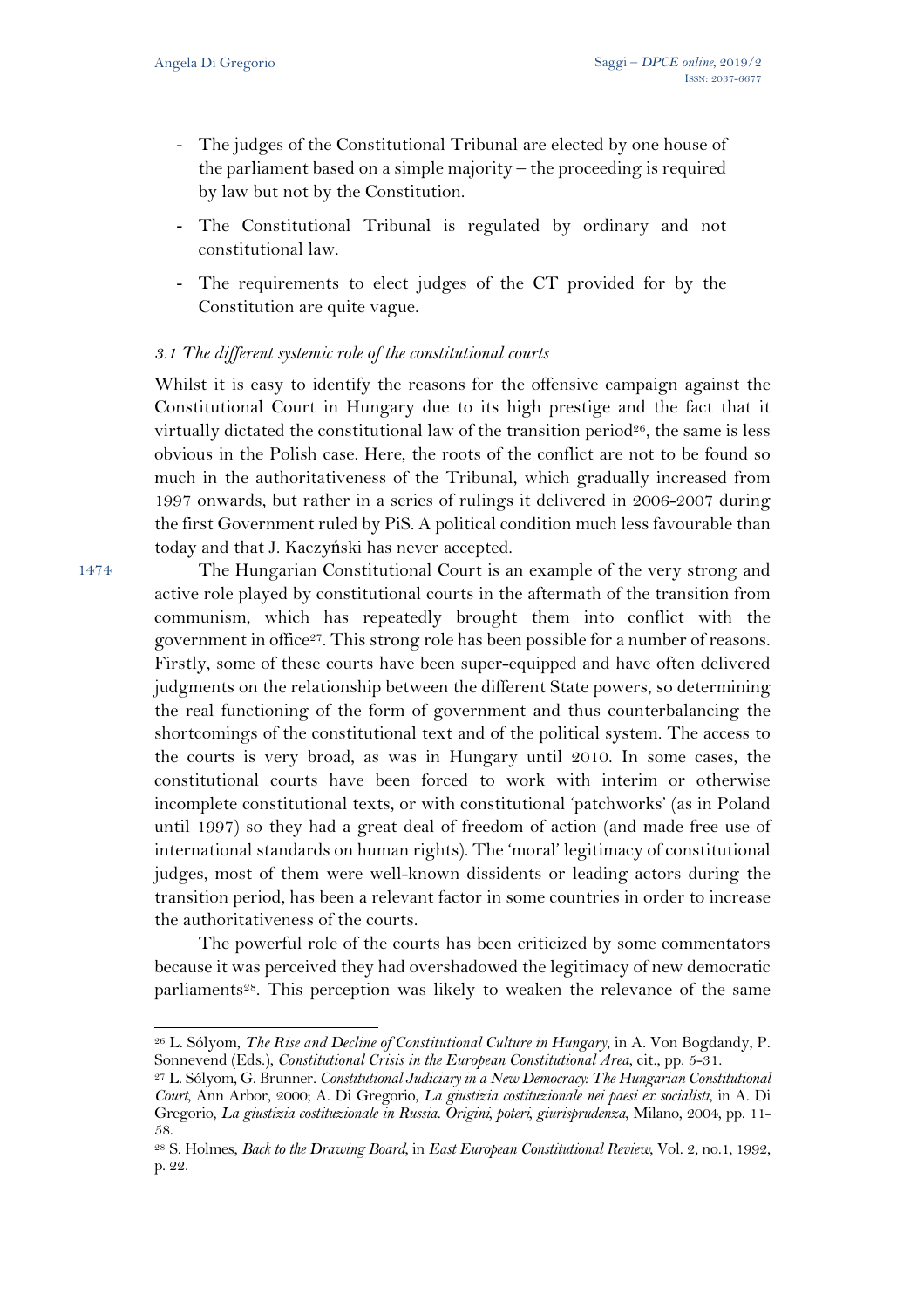- The judges of the Constitutional Tribunal are elected by one house of the parliament based on a simple majority – the proceeding is required by law but not by the Constitution.
- The Constitutional Tribunal is regulated by ordinary and not constitutional law.
- The requirements to elect judges of the CT provided for by the Constitution are quite vague.

### *3.1 The different systemic role of the constitutional courts*

Whilst it is easy to identify the reasons for the offensive campaign against the Constitutional Court in Hungary due to its high prestige and the fact that it virtually dictated the constitutional law of the transition period[26], the same is less obvious in the Polish case. Here, the roots of the conflict are not to be found so much in the authoritativeness of the Tribunal, which gradually increased from 1997 onwards, but rather in a series of rulings it delivered in 2006-2007 during the first Government ruled by PiS. A political condition much less favourable than today and that J. Kaczyński has never accepted.

The Hungarian Constitutional Court is an example of the very strong and active role played by constitutional courts in the aftermath of the transition from communism, which has repeatedly brought them into conflict with the government in office[27]. This strong role has been possible for a number of reasons. Firstly, some of these courts have been super-equipped and have often delivered judgments on the relationship between the different State powers, so determining the real functioning of the form of government and thus counterbalancing the shortcomings of the constitutional text and of the political system. The access to the courts is very broad, as was in Hungary until 2010. In some cases, the constitutional courts have been forced to work with interim or otherwise incomplete constitutional texts, or with constitutional 'patchworks' (as in Poland until 1997) so they had a great deal of freedom of action (and made free use of international standards on human rights). The 'moral' legitimacy of constitutional judges, most of them were well-known dissidents or leading actors during the transition period, has been a relevant factor in some countries in order to increase the authoritativeness of the courts.

The powerful role of the courts has been criticized by some commentators because it was perceived they had overshadowed the legitimacy of new democratic parliaments[28]. This perception was likely to weaken the relevance of the same

---

[26] L. Sólyom, *The Rise and Decline of Constitutional Culture in Hungary*, in A. Von Bogdandy, P. Sonnevend (Eds.), *Constitutional Crisis in the European Constitutional Area*, cit., pp. 5-31.

[27] L. Sólyom, G. Brunner. *Constitutional Judiciary in a New Democracy: The Hungarian Constitutional Court*, Ann Arbor, 2000; A. Di Gregorio, *La giustizia costituzionale nei paesi ex socialisti*, in A. Di Gregorio, *La giustizia costituzionale in Russia. Origini, poteri, giurisprudenza*, Milano, 2004, pp. 11-58.

[28] S. Holmes, *Back to the Drawing Board*, in *East European Constitutional Review*, Vol. 2, no.1, 1992, p. 22.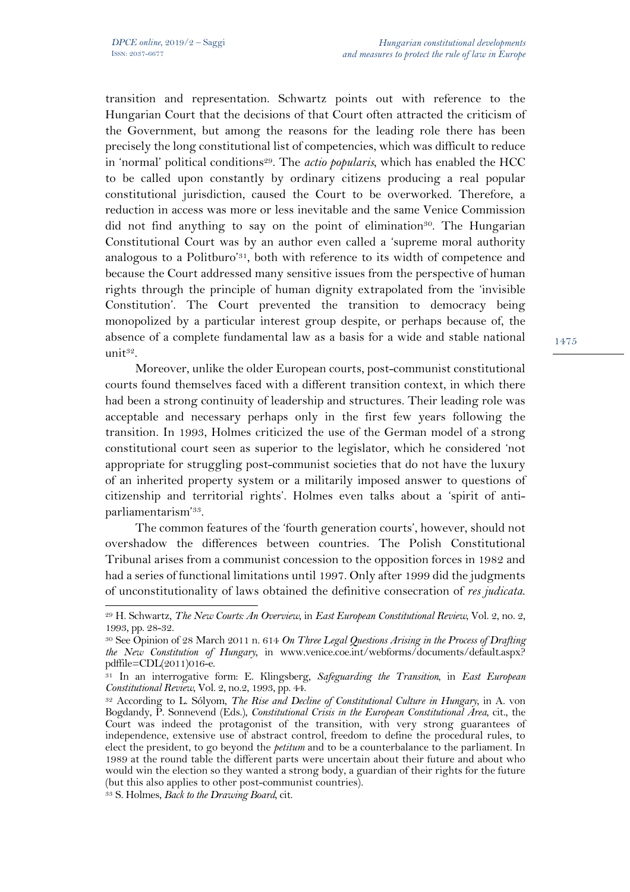transition and representation. Schwartz points out with reference to the Hungarian Court that the decisions of that Court often attracted the criticism of the Government, but among the reasons for the leading role there has been precisely the long constitutional list of competencies, which was difficult to reduce in 'normal' political conditions[29]. The *actio popularis*, which has enabled the HCC to be called upon constantly by ordinary citizens producing a real popular constitutional jurisdiction, caused the Court to be overworked. Therefore, a reduction in access was more or less inevitable and the same Venice Commission did not find anything to say on the point of elimination[30]. The Hungarian Constitutional Court was by an author even called a 'supreme moral authority analogous to a Politburo'[31], both with reference to its width of competence and because the Court addressed many sensitive issues from the perspective of human rights through the principle of human dignity extrapolated from the 'invisible Constitution'. The Court prevented the transition to democracy being monopolized by a particular interest group despite, or perhaps because of, the absence of a complete fundamental law as a basis for a wide and stable national unit[32].

Moreover, unlike the older European courts, post-communist constitutional courts found themselves faced with a different transition context, in which there had been a strong continuity of leadership and structures. Their leading role was acceptable and necessary perhaps only in the first few years following the transition. In 1993, Holmes criticized the use of the German model of a strong constitutional court seen as superior to the legislator, which he considered 'not appropriate for struggling post-communist societies that do not have the luxury of an inherited property system or a militarily imposed answer to questions of citizenship and territorial rights'. Holmes even talks about a 'spirit of anti-parliamentarism'[33].

The common features of the 'fourth generation courts', however, should not overshadow the differences between countries. The Polish Constitutional Tribunal arises from a communist concession to the opposition forces in 1982 and had a series of functional limitations until 1997. Only after 1999 did the judgments of unconstitutionality of laws obtained the definitive consecration of *res judicata*.

---

[29] H. Schwartz, *The New Courts: An Overview*, in *East European Constitutional Review*, Vol. 2, no. 2, 1993, pp. 28-32.

[30] See Opinion of 28 March 2011 n. 614 *On Three Legal Questions Arising in the Process of Drafting the New Constitution of Hungary*, in www.venice.coe.int/webforms/documents/default.aspx?pdffile=CDL(2011)016-e.

[31] In an interrogative form: E. Klingsberg, *Safeguarding the Transition*, in *East European Constitutional Review*, Vol. 2, no.2, 1993, pp. 44.

[32] According to L. Sólyom, *The Rise and Decline of Constitutional Culture in Hungary*, in A. von Bogdandy, P. Sonnevend (Eds.), *Constitutional Crisis in the European Constitutional Area*, cit., the Court was indeed the protagonist of the transition, with very strong guarantees of independence, extensive use of abstract control, freedom to define the procedural rules, to elect the president, to go beyond the *petitum* and to be a counterbalance to the parliament. In 1989 at the round table the different parts were uncertain about their future and about who would win the election so they wanted a strong body, a guardian of their rights for the future (but this also applies to other post-communist countries).

[33] S. Holmes, *Back to the Drawing Board*, cit.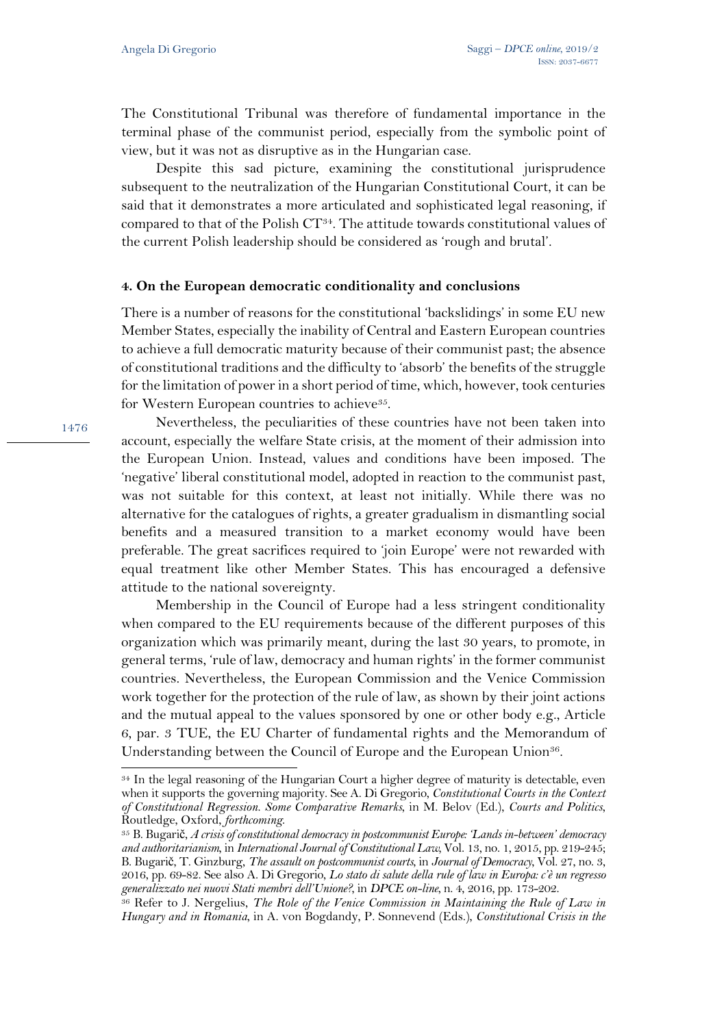The Constitutional Tribunal was therefore of fundamental importance in the terminal phase of the communist period, especially from the symbolic point of view, but it was not as disruptive as in the Hungarian case.

Despite this sad picture, examining the constitutional jurisprudence subsequent to the neutralization of the Hungarian Constitutional Court, it can be said that it demonstrates a more articulated and sophisticated legal reasoning, if compared to that of the Polish CT[34]. The attitude towards constitutional values of the current Polish leadership should be considered as 'rough and brutal'.

#### 4. On the European democratic conditionality and conclusions

There is a number of reasons for the constitutional 'backslidings' in some EU new Member States, especially the inability of Central and Eastern European countries to achieve a full democratic maturity because of their communist past; the absence of constitutional traditions and the difficulty to 'absorb' the benefits of the struggle for the limitation of power in a short period of time, which, however, took centuries for Western European countries to achieve[35].

Nevertheless, the peculiarities of these countries have not been taken into account, especially the welfare State crisis, at the moment of their admission into the European Union. Instead, values and conditions have been imposed. The 'negative' liberal constitutional model, adopted in reaction to the communist past, was not suitable for this context, at least not initially. While there was no alternative for the catalogues of rights, a greater gradualism in dismantling social benefits and a measured transition to a market economy would have been preferable. The great sacrifices required to 'join Europe' were not rewarded with equal treatment like other Member States. This has encouraged a defensive attitude to the national sovereignty.

Membership in the Council of Europe had a less stringent conditionality when compared to the EU requirements because of the different purposes of this organization which was primarily meant, during the last 30 years, to promote, in general terms, 'rule of law, democracy and human rights' in the former communist countries. Nevertheless, the European Commission and the Venice Commission work together for the protection of the rule of law, as shown by their joint actions and the mutual appeal to the values sponsored by one or other body e.g., Article 6, par. 3 TUE, the EU Charter of fundamental rights and the Memorandum of Understanding between the Council of Europe and the European Union[36].

---

[34] In the legal reasoning of the Hungarian Court a higher degree of maturity is detectable, even when it supports the governing majority. See A. Di Gregorio, *Constitutional Courts in the Context of Constitutional Regression. Some Comparative Remarks*, in M. Belov (Ed.), *Courts and Politics*, Routledge, Oxford, *forthcoming*.

[35] B. Bugarič, *A crisis of constitutional democracy in postcommunist Europe: 'Lands in-between' democracy and authoritarianism*, in *International Journal of Constitutional Law*, Vol. 13, no. 1, 2015, pp. 219-245; B. Bugarič, T. Ginzburg, *The assault on postcommunist courts*, in *Journal of Democracy*, Vol. 27, no. 3, 2016, pp. 69-82. See also A. Di Gregorio, *Lo stato di salute della rule of law in Europa: c'è un regresso generalizzato nei nuovi Stati membri dell'Unione?*, in *DPCE on-line*, n. 4, 2016, pp. 173-202.

[36] Refer to J. Nergelius, *The Role of the Venice Commission in Maintaining the Rule of Law in Hungary and in Romania*, in A. von Bogdandy, P. Sonnevend (Eds.), *Constitutional Crisis in the*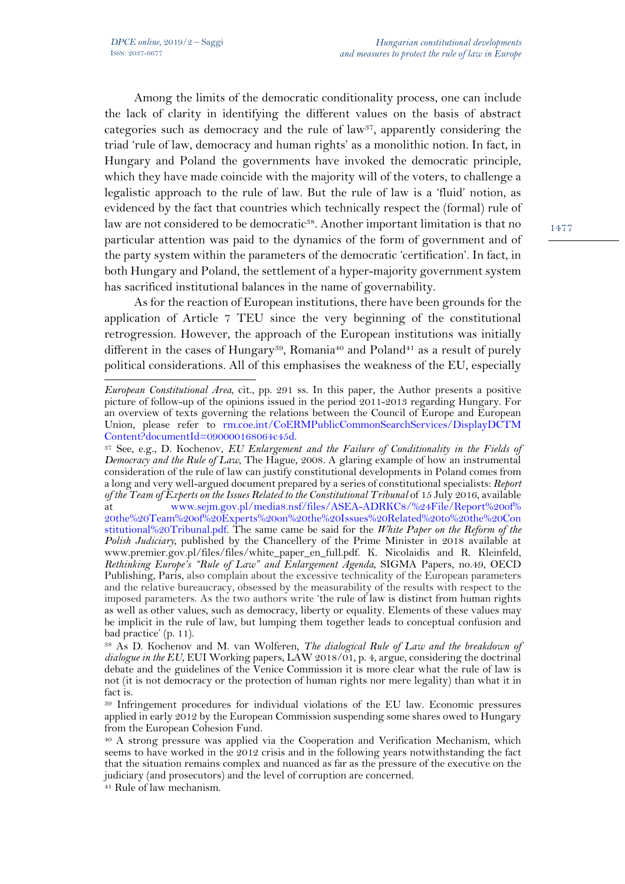Among the limits of the democratic conditionality process, one can include the lack of clarity in identifying the different values on the basis of abstract categories such as democracy and the rule of law[37], apparently considering the triad 'rule of law, democracy and human rights' as a monolithic notion. In fact, in Hungary and Poland the governments have invoked the democratic principle, which they have made coincide with the majority will of the voters, to challenge a legalistic approach to the rule of law. But the rule of law is a 'fluid' notion, as evidenced by the fact that countries which technically respect the (formal) rule of law are not considered to be democratic[38]. Another important limitation is that no particular attention was paid to the dynamics of the form of government and of the party system within the parameters of the democratic 'certification'. In fact, in both Hungary and Poland, the settlement of a hyper-majority government system has sacrificed institutional balances in the name of governability.

As for the reaction of European institutions, there have been grounds for the application of Article 7 TEU since the very beginning of the constitutional retrogression. However, the approach of the European institutions was initially different in the cases of Hungary[39], Romania[40] and Poland[41] as a result of purely political considerations. All of this emphasises the weakness of the EU, especially

---

*European Constitutional Area*, cit., pp. 291 ss. In this paper, the Author presents a positive picture of follow-up of the opinions issued in the period 2011-2013 regarding Hungary. For an overview of texts governing the relations between the Council of Europe and European Union, please refer to rm.coe.int/CoERMPublicCommonSearchServices/DisplayDCTMContent?documentId=090000168064c45d.

[37] See, e.g., D. Kochenov, *EU Enlargement and the Failure of Conditionality in the Fields of Democracy and the Rule of Law*, The Hague, 2008. A glaring example of how an instrumental consideration of the rule of law can justify constitutional developments in Poland comes from a long and very well-argued document prepared by a series of constitutional specialists: *Report of the Team of Experts on the Issues Related to the Constitutional Tribunal* of 15 July 2016, available at www.sejm.gov.pl/media8.nsf/files/ASEA-ADRKC8/%24File/Report%20of%20the%20Team%20of%20Experts%20on%20the%20Issues%20Related%20to%20the%20Constitutional%20Tribunal.pdf. The same came be said for the *White Paper on the Reform of the Polish Judiciary*, published by the Chancellery of the Prime Minister in 2018 available at www.premier.gov.pl/files/files/white_paper_en_full.pdf. K. Nicolaidis and R. Kleinfeld, *Rethinking Europe's "Rule of Law" and Enlargement Agenda*, SIGMA Papers, no.49, OECD Publishing, Paris, also complain about the excessive technicality of the European parameters and the relative bureaucracy, obsessed by the measurability of the results with respect to the imposed parameters. As the two authors write 'the rule of law is distinct from human rights as well as other values, such as democracy, liberty or equality. Elements of these values may be implicit in the rule of law, but lumping them together leads to conceptual confusion and bad practice' (p. 11).

[38] As D. Kochenov and M. van Wolferen, *The dialogical Rule of Law and the breakdown of dialogue in the EU*, EUI Working papers, LAW 2018/01, p. 4, argue, considering the doctrinal debate and the guidelines of the Venice Commission it is more clear what the rule of law is not (it is not democracy or the protection of human rights nor mere legality) than what it in fact is.

[39] Infringement procedures for individual violations of the EU law. Economic pressures applied in early 2012 by the European Commission suspending some shares owed to Hungary from the European Cohesion Fund.

[40] A strong pressure was applied via the Cooperation and Verification Mechanism, which seems to have worked in the 2012 crisis and in the following years notwithstanding the fact that the situation remains complex and nuanced as far as the pressure of the executive on the judiciary (and prosecutors) and the level of corruption are concerned.

[41] Rule of law mechanism.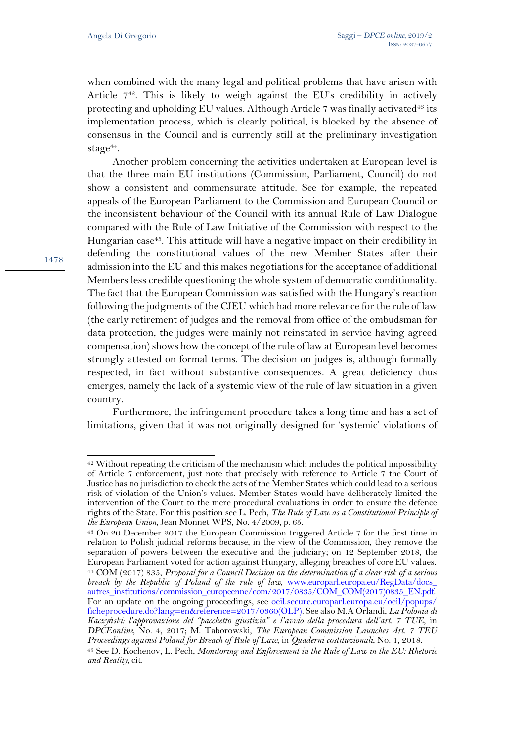when combined with the many legal and political problems that have arisen with Article 7[42]. This is likely to weigh against the EU's credibility in actively protecting and upholding EU values. Although Article 7 was finally activated[43] its implementation process, which is clearly political, is blocked by the absence of consensus in the Council and is currently still at the preliminary investigation stage[44].

Another problem concerning the activities undertaken at European level is that the three main EU institutions (Commission, Parliament, Council) do not show a consistent and commensurate attitude. See for example, the repeated appeals of the European Parliament to the Commission and European Council or the inconsistent behaviour of the Council with its annual Rule of Law Dialogue compared with the Rule of Law Initiative of the Commission with respect to the Hungarian case[45]. This attitude will have a negative impact on their credibility in defending the constitutional values of the new Member States after their admission into the EU and this makes negotiations for the acceptance of additional Members less credible questioning the whole system of democratic conditionality. The fact that the European Commission was satisfied with the Hungary's reaction following the judgments of the CJEU which had more relevance for the rule of law (the early retirement of judges and the removal from office of the ombudsman for data protection, the judges were mainly not reinstated in service having agreed compensation) shows how the concept of the rule of law at European level becomes strongly attested on formal terms. The decision on judges is, although formally respected, in fact without substantive consequences. A great deficiency thus emerges, namely the lack of a systemic view of the rule of law situation in a given country.

Furthermore, the infringement procedure takes a long time and has a set of limitations, given that it was not originally designed for 'systemic' violations of

---

[42] Without repeating the criticism of the mechanism which includes the political impossibility of Article 7 enforcement, just note that precisely with reference to Article 7 the Court of Justice has no jurisdiction to check the acts of the Member States which could lead to a serious risk of violation of the Union's values. Member States would have deliberately limited the intervention of the Court to the mere procedural evaluations in order to ensure the defence rights of the State. For this position see L. Pech, *The Rule of Law as a Constitutional Principle of the European Union*, Jean Monnet WPS, No. 4/2009, p. 65.

[43] On 20 December 2017 the European Commission triggered Article 7 for the first time in relation to Polish judicial reforms because, in the view of the Commission, they remove the separation of powers between the executive and the judiciary; on 12 September 2018, the European Parliament voted for action against Hungary, alleging breaches of core EU values.

[44] COM (2017) 835, *Proposal for a Council Decision on the determination of a clear risk of a serious breach by the Republic of Poland of the rule of law*, www.europarl.europa.eu/RegData/docs_autres_institutions/commission_europeenne/com/2017/0835/COM_COM(2017)0835_EN.pdf. For an update on the ongoing proceedings, see oeil.secure.europarl.europa.eu/oeil/popups/ficheprocedure.do?lang=en&reference=2017/0360(OLP). See also M.A Orlandi, *La Polonia di Kaczyński: l'approvazione del "pacchetto giustizia" e l'avvio della procedura dell'art. 7 TUE*, in *DPCEonline*, No. 4, 2017; M. Taborowski, *The European Commission Launches Art. 7 TEU Proceedings against Poland for Breach of Rule of Law*, in *Quaderni costituzionali*, No. 1, 2018.

[45] See D. Kochenov, L. Pech, *Monitoring and Enforcement in the Rule of Law in the EU: Rhetoric and Reality*, cit.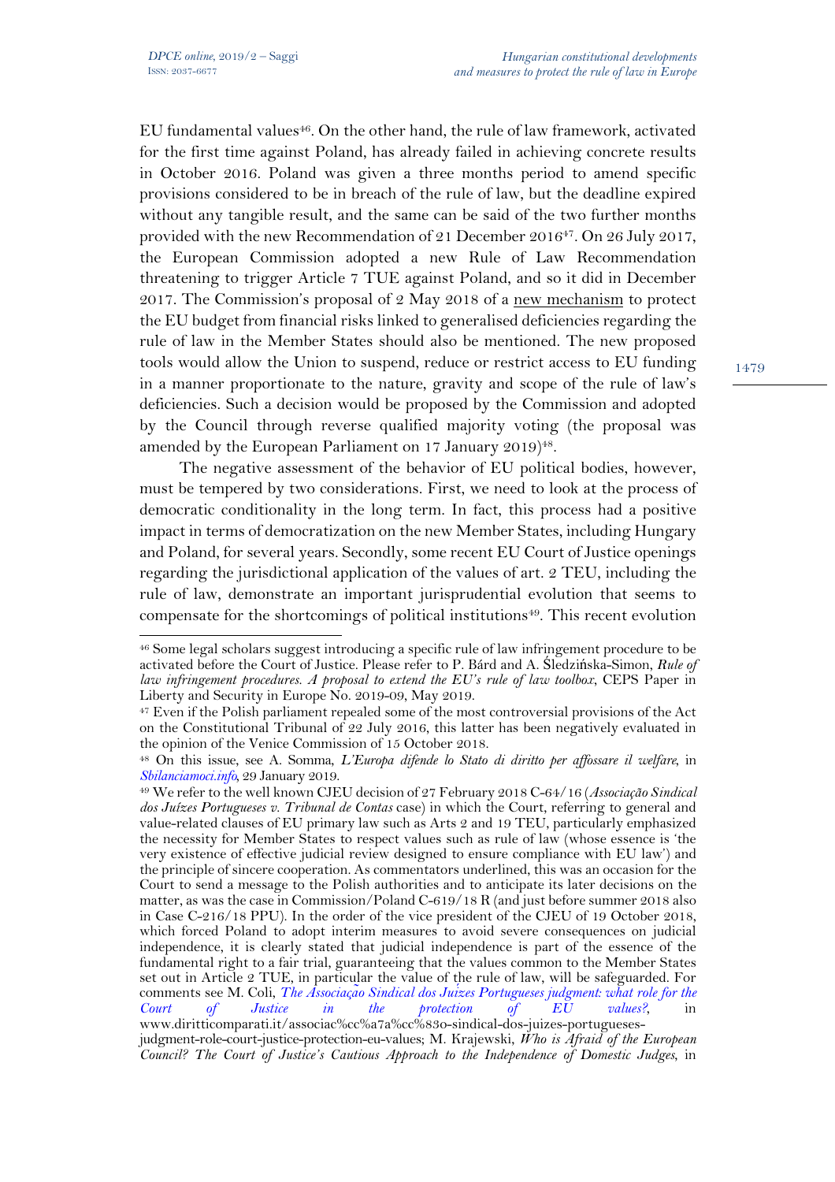EU fundamental values[46]. On the other hand, the rule of law framework, activated for the first time against Poland, has already failed in achieving concrete results in October 2016. Poland was given a three months period to amend specific provisions considered to be in breach of the rule of law, but the deadline expired without any tangible result, and the same can be said of the two further months provided with the new Recommendation of 21 December 2016[47]. On 26 July 2017, the European Commission adopted a new Rule of Law Recommendation threatening to trigger Article 7 TUE against Poland, and so it did in December 2017. The Commission's proposal of 2 May 2018 of a new mechanism to protect the EU budget from financial risks linked to generalised deficiencies regarding the rule of law in the Member States should also be mentioned. The new proposed tools would allow the Union to suspend, reduce or restrict access to EU funding in a manner proportionate to the nature, gravity and scope of the rule of law's deficiencies. Such a decision would be proposed by the Commission and adopted by the Council through reverse qualified majority voting (the proposal was amended by the European Parliament on 17 January 2019)[48].

The negative assessment of the behavior of EU political bodies, however, must be tempered by two considerations. First, we need to look at the process of democratic conditionality in the long term. In fact, this process had a positive impact in terms of democratization on the new Member States, including Hungary and Poland, for several years. Secondly, some recent EU Court of Justice openings regarding the jurisdictional application of the values of art. 2 TEU, including the rule of law, demonstrate an important jurisprudential evolution that seems to compensate for the shortcomings of political institutions[49]. This recent evolution

---

[46] Some legal scholars suggest introducing a specific rule of law infringement procedure to be activated before the Court of Justice. Please refer to P. Bárd and A. Śledzińska-Simon, *Rule of law infringement procedures. A proposal to extend the EU's rule of law toolbox*, CEPS Paper in Liberty and Security in Europe No. 2019-09, May 2019.

[47] Even if the Polish parliament repealed some of the most controversial provisions of the Act on the Constitutional Tribunal of 22 July 2016, this latter has been negatively evaluated in the opinion of the Venice Commission of 15 October 2018.

[48] On this issue, see A. Somma, *L'Europa difende lo Stato di diritto per affossare il welfare*, in *Sbilanciamoci.info*, 29 January 2019.

[49] We refer to the well known CJEU decision of 27 February 2018 C-64/16 (*Associação Sindical dos Juízes Portugueses v. Tribunal de Contas* case) in which the Court, referring to general and value-related clauses of EU primary law such as Arts 2 and 19 TEU, particularly emphasized the necessity for Member States to respect values such as rule of law (whose essence is 'the very existence of effective judicial review designed to ensure compliance with EU law') and the principle of sincere cooperation. As commentators underlined, this was an occasion for the Court to send a message to the Polish authorities and to anticipate its later decisions on the matter, as was the case in Commission/Poland C-619/18 R (and just before summer 2018 also in Case C-216/18 PPU). In the order of the vice president of the CJEU of 19 October 2018, which forced Poland to adopt interim measures to avoid severe consequences on judicial independence, it is clearly stated that judicial independence is part of the essence of the fundamental right to a fair trial, guaranteeing that the values common to the Member States set out in Article 2 TUE, in particular the value of the rule of law, will be safeguarded. For comments see M. Coli, *The Associação Sindical dos Juízes Portugueses judgment: what role for the Court of Justice in the protection of EU values?*, in www.diritticomparati.it/associac%cc%a7a%cc%83o-sindical-dos-juizes-portugueses-judgment-role-court-justice-protection-eu-values; M. Krajewski, *Who is Afraid of the European Council? The Court of Justice's Cautious Approach to the Independence of Domestic Judges*, in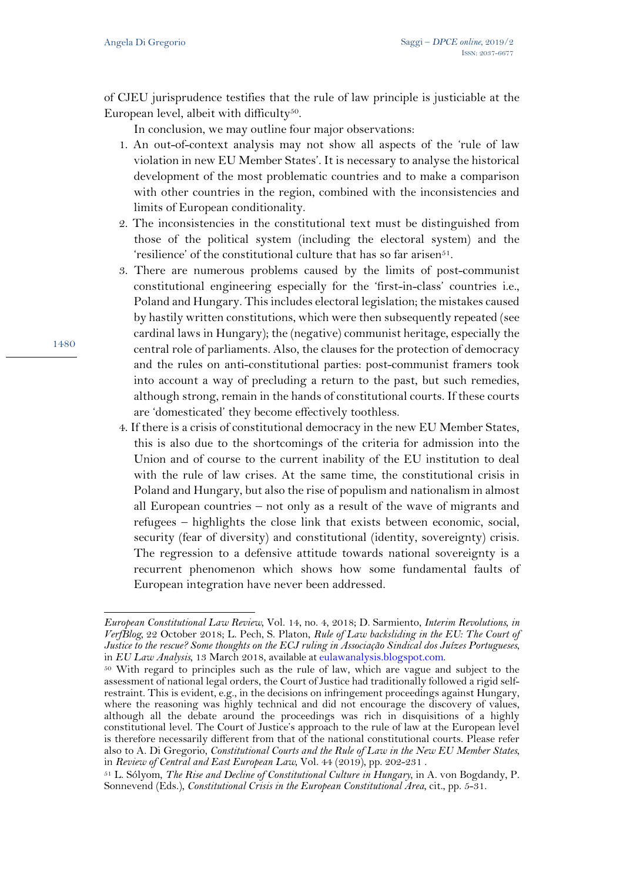of CJEU jurisprudence testifies that the rule of law principle is justiciable at the European level, albeit with difficulty[50].

In conclusion, we may outline four major observations:

1. An out-of-context analysis may not show all aspects of the 'rule of law violation in new EU Member States'. It is necessary to analyse the historical development of the most problematic countries and to make a comparison with other countries in the region, combined with the inconsistencies and limits of European conditionality.
2. The inconsistencies in the constitutional text must be distinguished from those of the political system (including the electoral system) and the 'resilience' of the constitutional culture that has so far arisen[51].
3. There are numerous problems caused by the limits of post-communist constitutional engineering especially for the 'first-in-class' countries i.e., Poland and Hungary. This includes electoral legislation; the mistakes caused by hastily written constitutions, which were then subsequently repeated (see cardinal laws in Hungary); the (negative) communist heritage, especially the central role of parliaments. Also, the clauses for the protection of democracy and the rules on anti-constitutional parties: post-communist framers took into account a way of precluding a return to the past, but such remedies, although strong, remain in the hands of constitutional courts. If these courts are 'domesticated' they become effectively toothless.
4. If there is a crisis of constitutional democracy in the new EU Member States, this is also due to the shortcomings of the criteria for admission into the Union and of course to the current inability of the EU institution to deal with the rule of law crises. At the same time, the constitutional crisis in Poland and Hungary, but also the rise of populism and nationalism in almost all European countries – not only as a result of the wave of migrants and refugees – highlights the close link that exists between economic, social, security (fear of diversity) and constitutional (identity, sovereignty) crisis. The regression to a defensive attitude towards national sovereignty is a recurrent phenomenon which shows how some fundamental faults of European integration have never been addressed.

---

*European Constitutional Law Review*, Vol. 14, no. 4, 2018; D. Sarmiento, *Interim Revolutions, in VerfBlog*, 22 October 2018; L. Pech, S. Platon, *Rule of Law backsliding in the EU: The Court of Justice to the rescue? Some thoughts on the ECJ ruling in Associação Sindical dos Juízes Portugueses*, in *EU Law Analysis*, 13 March 2018, available at eulawanalysis.blogspot.com.

[50] With regard to principles such as the rule of law, which are vague and subject to the assessment of national legal orders, the Court of Justice had traditionally followed a rigid self-restraint. This is evident, e.g., in the decisions on infringement proceedings against Hungary, where the reasoning was highly technical and did not encourage the discovery of values, although all the debate around the proceedings was rich in disquisitions of a highly constitutional level. The Court of Justice's approach to the rule of law at the European level is therefore necessarily different from that of the national constitutional courts. Please refer also to A. Di Gregorio, *Constitutional Courts and the Rule of Law in the New EU Member States*, in *Review of Central and East European Law*, Vol. 44 (2019), pp. 202-231 .

[51] L. Sólyom, *The Rise and Decline of Constitutional Culture in Hungary*, in A. von Bogdandy, P. Sonnevend (Eds.), *Constitutional Crisis in the European Constitutional Area*, cit., pp. 5-31.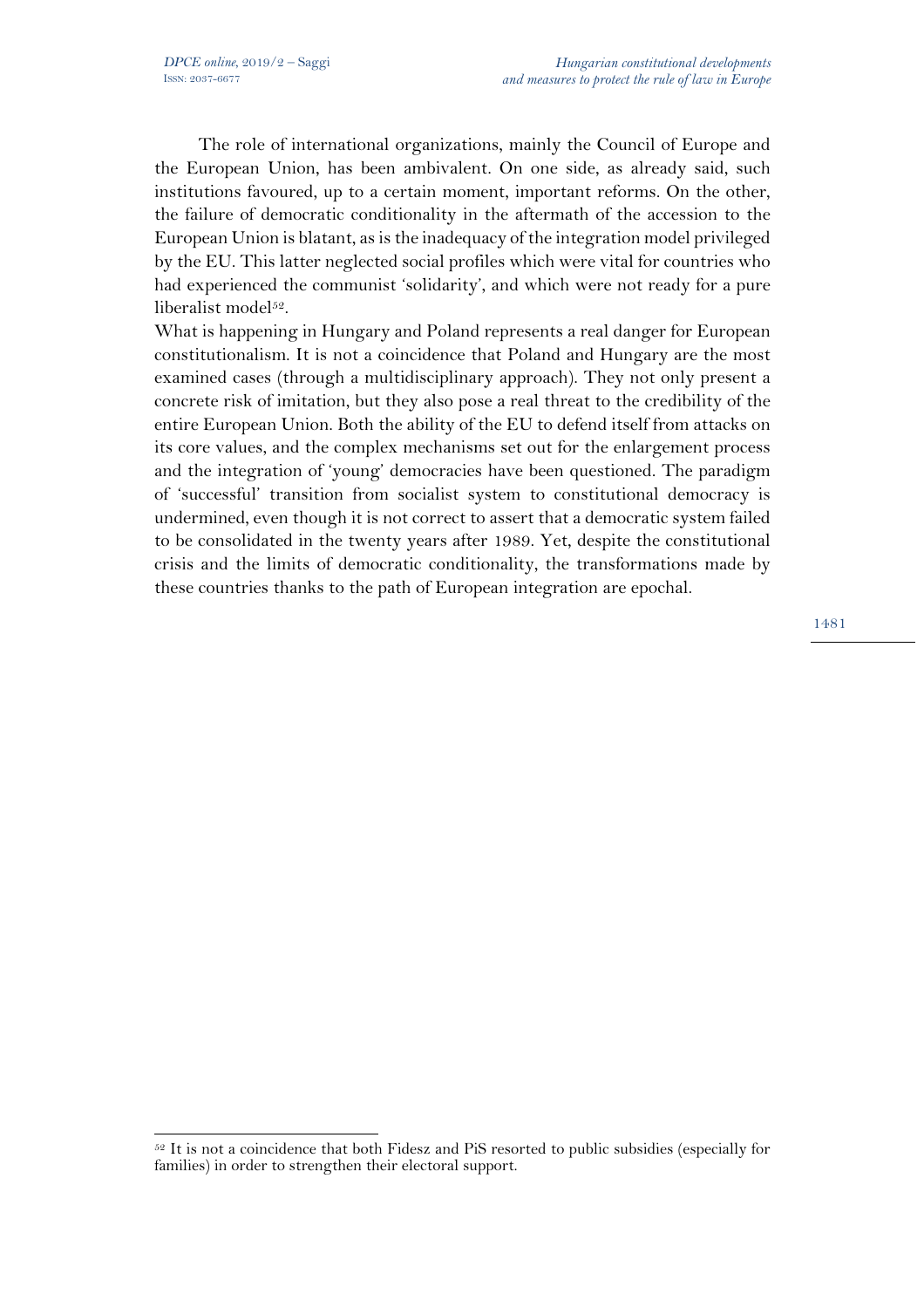The role of international organizations, mainly the Council of Europe and the European Union, has been ambivalent. On one side, as already said, such institutions favoured, up to a certain moment, important reforms. On the other, the failure of democratic conditionality in the aftermath of the accession to the European Union is blatant, as is the inadequacy of the integration model privileged by the EU. This latter neglected social profiles which were vital for countries who had experienced the communist 'solidarity', and which were not ready for a pure liberalist model[52].

What is happening in Hungary and Poland represents a real danger for European constitutionalism. It is not a coincidence that Poland and Hungary are the most examined cases (through a multidisciplinary approach). They not only present a concrete risk of imitation, but they also pose a real threat to the credibility of the entire European Union. Both the ability of the EU to defend itself from attacks on its core values, and the complex mechanisms set out for the enlargement process and the integration of 'young' democracies have been questioned. The paradigm of 'successful' transition from socialist system to constitutional democracy is undermined, even though it is not correct to assert that a democratic system failed to be consolidated in the twenty years after 1989. Yet, despite the constitutional crisis and the limits of democratic conditionality, the transformations made by these countries thanks to the path of European integration are epochal.

---

[52] It is not a coincidence that both Fidesz and PiS resorted to public subsidies (especially for families) in order to strengthen their electoral support.